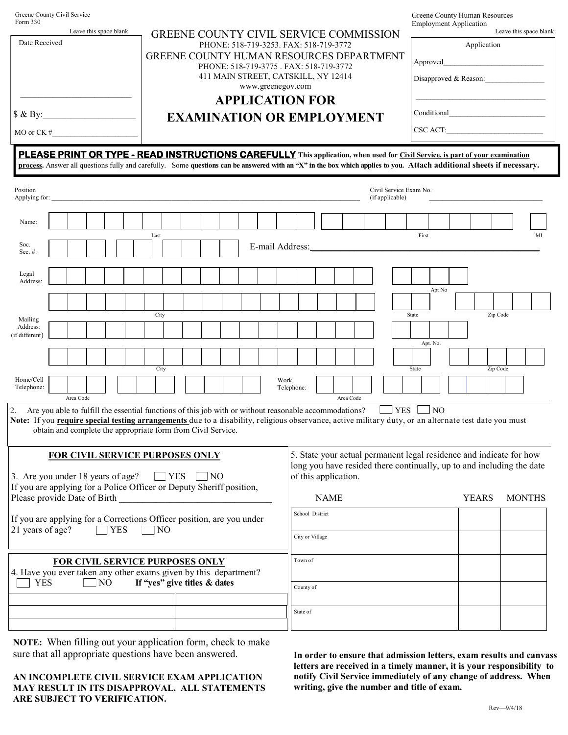Greene County Civil Service
Form 330

Leave this space blank

Date Received

$ & By:____________________

MO or CK #______________________

Greene County Human Resources
Employment Application

Leave this space blank

Application

Approved_________________________

Disapproved & Reason:_______________

___________________________________

Conditional________________________

CSC ACT:_________________________

# GREENE COUNTY CIVIL SERVICE COMMISSION

PHONE: 518-719-3253. FAX: 518-719-3772

# GREENE COUNTY HUMAN RESOURCES DEPARTMENT

PHONE: 518-719-3775 . FAX: 518-719-3772
411 MAIN STREET, CATSKILL, NY 12414
www.greenegov.com

# APPLICATION FOR EXAMINATION OR EMPLOYMENT

**PLEASE PRINT OR TYPE - READ INSTRUCTIONS CAREFULLY** **This application, when used for Civil Service, is part of your examination process.** Answer all questions fully and carefully. Some **questions can be answered with an "X" in the box which applies to you.** **Attach additional sheets if necessary.**

Position Applying for: ________________________________________ Civil Service Exam No. (if applicable) ____________________

Name: Last ______________________ First ______________________ MI ____

Soc. Sec. #: ___ ___ ___ - ___ ___ - ___ ___ ___ ___ E-mail Address:________________________________

Legal Address: ______________________________ Apt No ________
City ______________________ State ____ Zip Code __________

Mailing Address: (if different) ______________________________ Apt. No. ________
City ______________________ State ____ Zip Code __________

Home/Cell Telephone: Area Code ( ___ ) ___ - ____ Work Telephone: Area Code ( ___ ) ___ - ____

2. Are you able to fulfill the essential functions of this job with or without reasonable accommodations? ☐ YES ☐ NO

**Note:** If you **require special testing arrangements** due to a disability, religious observance, active military duty, or an alternate test date you must obtain and complete the appropriate form from Civil Service.

## FOR CIVIL SERVICE PURPOSES ONLY

3. Are you under 18 years of age? ☐ YES ☐ NO

If you are applying for a Police Officer or Deputy Sheriff position, Please provide Date of Birth ______________________________

If you are applying for a Corrections Officer position, are you under 21 years of age? ☐ YES ☐ NO

## FOR CIVIL SERVICE PURPOSES ONLY

4. Have you ever taken any other exams given by this department?
☐ YES ☐ NO **If "yes" give titles & dates**

| | |
|---|---|
| | |
| | |
| | |

5. State your actual permanent legal residence and indicate for how long you have resided there continually, up to and including the date of this application.

| NAME | YEARS | MONTHS |
|---|---|---|
| School District | | |
| City or Village | | |
| Town of | | |
| County of | | |
| State of | | |

**NOTE:** When filling out your application form, check to make sure that all appropriate questions have been answered.

**AN INCOMPLETE CIVIL SERVICE EXAM APPLICATION MAY RESULT IN ITS DISAPPROVAL. ALL STATEMENTS ARE SUBJECT TO VERIFICATION.**

**In order to ensure that admission letters, exam results and canvass letters are received in a timely manner, it is your responsibility to notify Civil Service immediately of any change of address. When writing, give the number and title of exam.**

Rev—9/4/18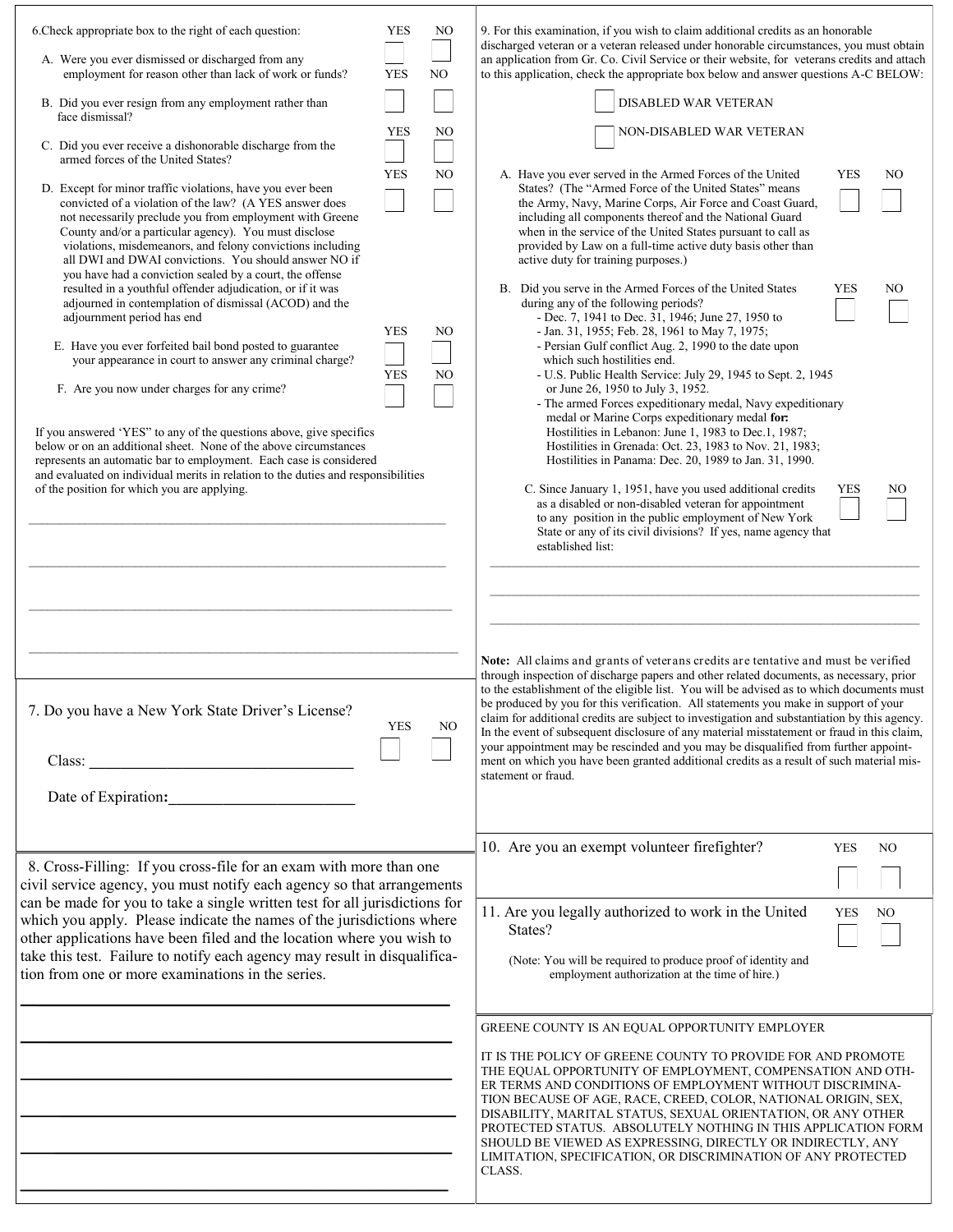6. Check appropriate box to the right of each question: YES NO

A. Were you ever dismissed or discharged from any employment for reason other than lack of work or funds? ☐ YES ☐ NO

B. Did you ever resign from any employment rather than face dismissal? ☐ YES ☐ NO

C. Did you ever receive a dishonorable discharge from the armed forces of the United States? ☐ YES ☐ NO

D. Except for minor traffic violations, have you ever been convicted of a violation of the law? (A YES answer does not necessarily preclude you from employment with Greene County and/or a particular agency). You must disclose violations, misdemeanors, and felony convictions including all DWI and DWAI convictions. You should answer NO if you have had a conviction sealed by a court, the offense resulted in a youthful offender adjudication, or if it was adjourned in contemplation of dismissal (ACOD) and the adjournment period has end ☐ YES ☐ NO

E. Have you ever forfeited bail bond posted to guarantee your appearance in court to answer any criminal charge? ☐ YES ☐ NO

F. Are you now under charges for any crime? ☐ YES ☐ NO

If you answered 'YES' to any of the questions above, give specifics below or on an additional sheet. None of the above circumstances represents an automatic bar to employment. Each case is considered and evaluated on individual merits in relation to the duties and responsibilities of the position for which you are applying.

______________________________________________

______________________________________________

______________________________________________

______________________________________________

7. Do you have a New York State Driver's License? ☐ YES ☐ NO

Class: ______________________________

Date of Expiration: ______________________

8. Cross-Filling: If you cross-file for an exam with more than one civil service agency, you must notify each agency so that arrangements can be made for you to take a single written test for all jurisdictions for which you apply. Please indicate the names of the jurisdictions where other applications have been filed and the location where you wish to take this test. Failure to notify each agency may result in disqualification from one or more examinations in the series.

______________________________________________

______________________________________________

______________________________________________

______________________________________________

______________________________________________

______________________________________________

9. For this examination, if you wish to claim additional credits as an honorable discharged veteran or a veteran released under honorable circumstances, you must obtain an application from Gr. Co. Civil Service or their website, for veterans credits and attach to this application, check the appropriate box below and answer questions A-C BELOW:

☐ DISABLED WAR VETERAN

☐ NON-DISABLED WAR VETERAN

A. Have you ever served in the Armed Forces of the United States? (The "Armed Force of the United States" means the Army, Navy, Marine Corps, Air Force and Coast Guard, including all components thereof and the National Guard when in the service of the United States pursuant to call as provided by Law on a full-time active duty basis other than active duty for training purposes.) ☐ YES ☐ NO

B. Did you serve in the Armed Forces of the United States during any of the following periods? ☐ YES ☐ NO
- Dec. 7, 1941 to Dec. 31, 1946; June 27, 1950 to
- Jan. 31, 1955; Feb. 28, 1961 to May 7, 1975;
- Persian Gulf conflict Aug. 2, 1990 to the date upon which such hostilities end.
- U.S. Public Health Service: July 29, 1945 to Sept. 2, 1945 or June 26, 1950 to July 3, 1952.
- The armed Forces expeditionary medal, Navy expeditionary medal or Marine Corps expeditionary medal **for:**
  Hostilities in Lebanon: June 1, 1983 to Dec.1, 1987;
  Hostilities in Grenada: Oct. 23, 1983 to Nov. 21, 1983;
  Hostilities in Panama: Dec. 20, 1989 to Jan. 31, 1990.

C. Since January 1, 1951, have you used additional credits as a disabled or non-disabled veteran for appointment to any position in the public employment of New York State or any of its civil divisions? If yes, name agency that established list: ☐ YES ☐ NO

______________________________________________

______________________________________________

______________________________________________

**Note:** All claims and grants of veterans credits are tentative and must be verified through inspection of discharge papers and other related documents, as necessary, prior to the establishment of the eligible list. You will be advised as to which documents must be produced by you for this verification. All statements you make in support of your claim for additional credits are subject to investigation and substantiation by this agency. In the event of subsequent disclosure of any material misstatement or fraud in this claim, your appointment may be rescinded and you may be disqualified from further appointment on which you have been granted additional credits as a result of such material misstatement or fraud.

10. Are you an exempt volunteer firefighter? ☐ YES ☐ NO

11. Are you legally authorized to work in the United States? ☐ YES ☐ NO

(Note: You will be required to produce proof of identity and employment authorization at the time of hire.)

GREENE COUNTY IS AN EQUAL OPPORTUNITY EMPLOYER

IT IS THE POLICY OF GREENE COUNTY TO PROVIDE FOR AND PROMOTE THE EQUAL OPPORTUNITY OF EMPLOYMENT, COMPENSATION AND OTHER TERMS AND CONDITIONS OF EMPLOYMENT WITHOUT DISCRIMINATION BECAUSE OF AGE, RACE, CREED, COLOR, NATIONAL ORIGIN, SEX, DISABILITY, MARITAL STATUS, SEXUAL ORIENTATION, OR ANY OTHER PROTECTED STATUS. ABSOLUTELY NOTHING IN THIS APPLICATION FORM SHOULD BE VIEWED AS EXPRESSING, DIRECTLY OR INDIRECTLY, ANY LIMITATION, SPECIFICATION, OR DISCRIMINATION OF ANY PROTECTED CLASS.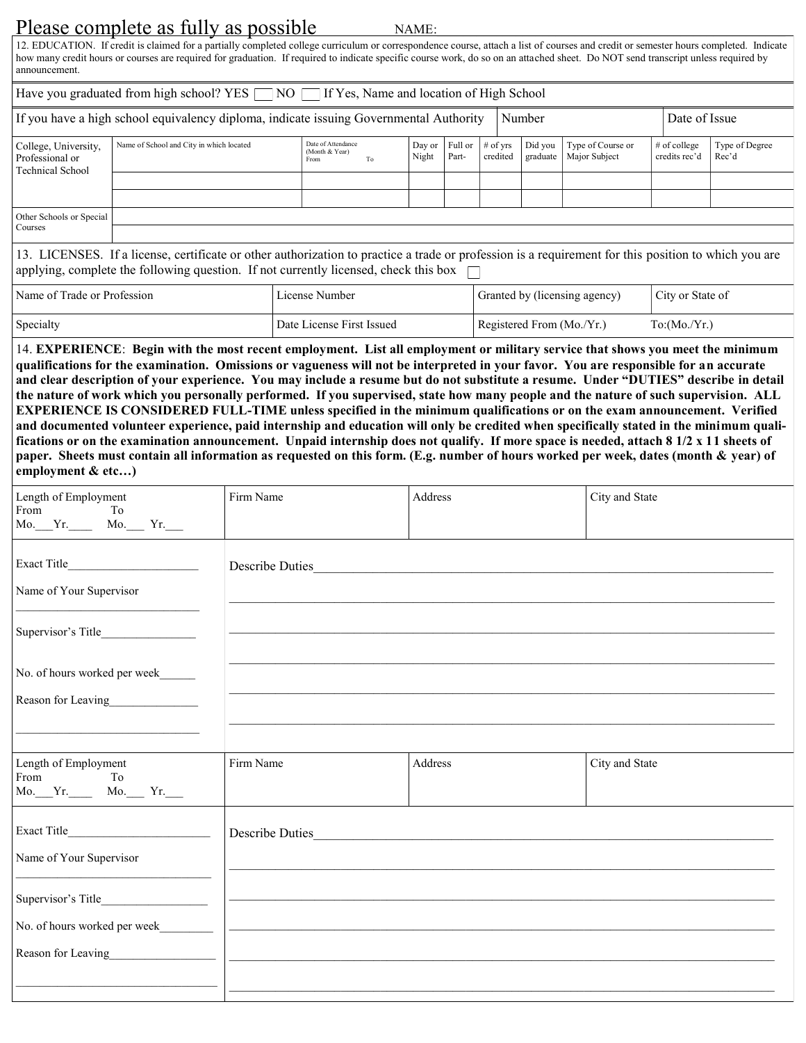# Please complete as fully as possible

NAME:

12. EDUCATION. If credit is claimed for a partially completed college curriculum or correspondence course, attach a list of courses and credit or semester hours completed. Indicate how many credit hours or courses are required for graduation. If required to indicate specific course work, do so on an attached sheet. Do NOT send transcript unless required by announcement.

Have you graduated from high school? YES ☐ NO ☐ If Yes, Name and location of High School

| If you have a high school equivalency diploma, indicate issuing Governmental Authority | Number | Date of Issue |
|---|---|---|
| | | |

| College, University, Professional or Technical School | Name of School and City in which located | Date of Attendance (Month & Year) From To | Day or Night | Full or Part- | # of yrs credited | Did you graduate | Type of Course or Major Subject | # of college credits rec'd | Type of Degree Rec'd |
|---|---|---|---|---|---|---|---|---|---|
| | | | | | | | | | |
| | | | | | | | | | |
| Other Schools or Special Courses | | | | | | | | | |

13. LICENSES. If a license, certificate or other authorization to practice a trade or profession is a requirement for this position to which you are applying, complete the following question. If not currently licensed, check this box ☐

| Name of Trade or Profession | License Number | Granted by (licensing agency) | City or State of |
|---|---|---|---|
| Specialty | Date License First Issued | Registered From (Mo./Yr.) | To:(Mo./Yr.) |

14. **EXPERIENCE**: **Begin with the most recent employment. List all employment or military service that shows you meet the minimum qualifications for the examination. Omissions or vagueness will not be interpreted in your favor. You are responsible for an accurate and clear description of your experience. You may include a resume but do not substitute a resume. Under "DUTIES" describe in detail the nature of work which you personally performed. If you supervised, state how many people and the nature of such supervision. ALL EXPERIENCE IS CONSIDERED FULL-TIME unless specified in the minimum qualifications or on the exam announcement. Verified and documented volunteer experience, paid internship and education will only be credited when specifically stated in the minimum qualifications or on the examination announcement. Unpaid internship does not qualify. If more space is needed, attach 8 1/2 x 11 sheets of paper. Sheets must contain all information as requested on this form. (E.g. number of hours worked per week, dates (month & year) of employment & etc…)**

| Length of Employment From Mo.\_\_\_Yr.\_\_\_\_ To Mo.\_\_\_ Yr.\_\_\_ | Firm Name | Address | City and State |
|---|---|---|---|

Exact Title\_\_\_\_\_\_\_\_\_\_\_\_\_\_\_\_\_\_\_\_\_\_

Name of Your Supervisor\_\_\_\_\_\_\_\_\_\_\_\_\_\_\_\_\_\_\_\_\_\_

Supervisor's Title\_\_\_\_\_\_\_\_\_\_\_\_\_\_\_\_

No. of hours worked per week\_\_\_\_\_\_

Reason for Leaving\_\_\_\_\_\_\_\_\_\_\_\_\_\_\_

Describe Duties\_\_\_\_\_\_\_\_\_\_\_\_\_\_\_\_\_\_\_\_\_\_\_\_\_\_\_\_\_\_\_\_\_\_\_\_\_\_\_\_\_\_\_\_\_\_\_\_\_\_

| Length of Employment From Mo.\_\_\_Yr.\_\_\_\_ To Mo.\_\_\_ Yr.\_\_\_ | Firm Name | Address | City and State |
|---|---|---|---|

Exact Title\_\_\_\_\_\_\_\_\_\_\_\_\_\_\_\_\_\_\_\_\_\_\_\_\_

Name of Your Supervisor\_\_\_\_\_\_\_\_\_\_\_\_\_\_\_\_\_\_\_\_\_\_

Supervisor's Title\_\_\_\_\_\_\_\_\_\_\_\_\_\_\_\_\_\_

No. of hours worked per week\_\_\_\_\_\_\_\_\_

Reason for Leaving\_\_\_\_\_\_\_\_\_\_\_\_\_\_\_\_\_\_

Describe Duties\_\_\_\_\_\_\_\_\_\_\_\_\_\_\_\_\_\_\_\_\_\_\_\_\_\_\_\_\_\_\_\_\_\_\_\_\_\_\_\_\_\_\_\_\_\_\_\_\_\_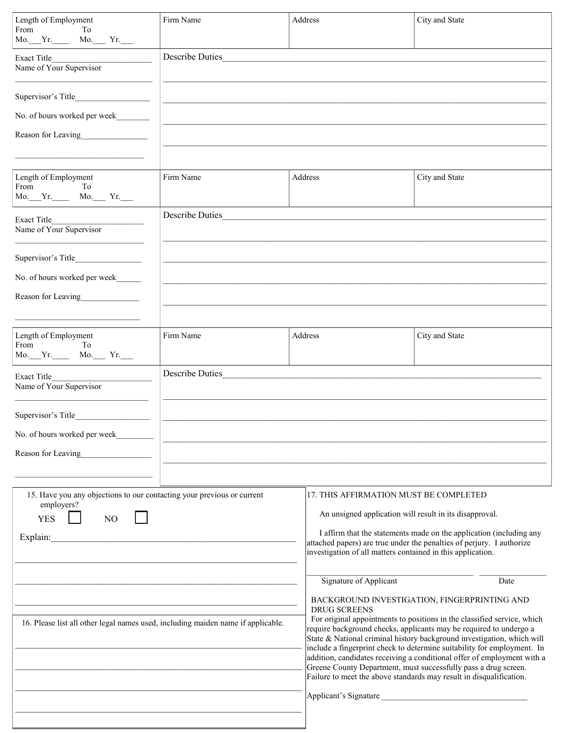| Length of Employment<br>From To<br>Mo.___Yr.____ Mo.___ Yr.___ | Firm Name | Address | City and State |
|---|---|---|---|
| Exact Title______________________<br>Name of Your Supervisor<br>____________________________<br>Supervisor's Title________________<br>No. of hours worked per week________<br>Reason for Leaving________________<br>____________________________ | Describe Duties________________________________________ | | |
| Length of Employment<br>From To<br>Mo.___Yr.____ Mo.___ Yr.___ | Firm Name | Address | City and State |
| Exact Title______________________<br>Name of Your Supervisor<br>____________________________<br>Supervisor's Title________________<br>No. of hours worked per week______<br>Reason for Leaving______________<br>____________________________ | Describe Duties________________________________________ | | |
| Length of Employment<br>From To<br>Mo.___Yr.____ Mo.___ Yr.___ | Firm Name | Address | City and State |
| Exact Title______________________<br>Name of Your Supervisor<br>____________________________<br>Supervisor's Title________________<br>No. of hours worked per week_________<br>Reason for Leaving_________________<br>____________________________ | Describe Duties________________________________________ | | |

15. Have you any objections to our contacting your previous or current employers?

YES ☐ NO ☐

Explain:____________________________________________________________

________________________________________________________________

________________________________________________________________

________________________________________________________________

16. Please list all other legal names used, including maiden name if applicable.

________________________________________________________________

________________________________________________________________

________________________________________________________________

________________________________________________________________

17. THIS AFFIRMATION MUST BE COMPLETED

An unsigned application will result in its disapproval.

I affirm that the statements made on the application (including any attached papers) are true under the penalties of perjury. I authorize investigation of all matters contained in this application.

____________________________________________ ________________

Signature of Applicant Date

BACKGROUND INVESTIGATION, FINGERPRINTING AND DRUG SCREENS

For original appointments to positions in the classified service, which require background checks, applicants may be required to undergo a State & National criminal history background investigation, which will include a fingerprint check to determine suitability for employment. In addition, candidates receiving a conditional offer of employment with a Greene County Department, must successfully pass a drug screen. Failure to meet the above standards may result in disqualification.

Applicant's Signature ____________________________________